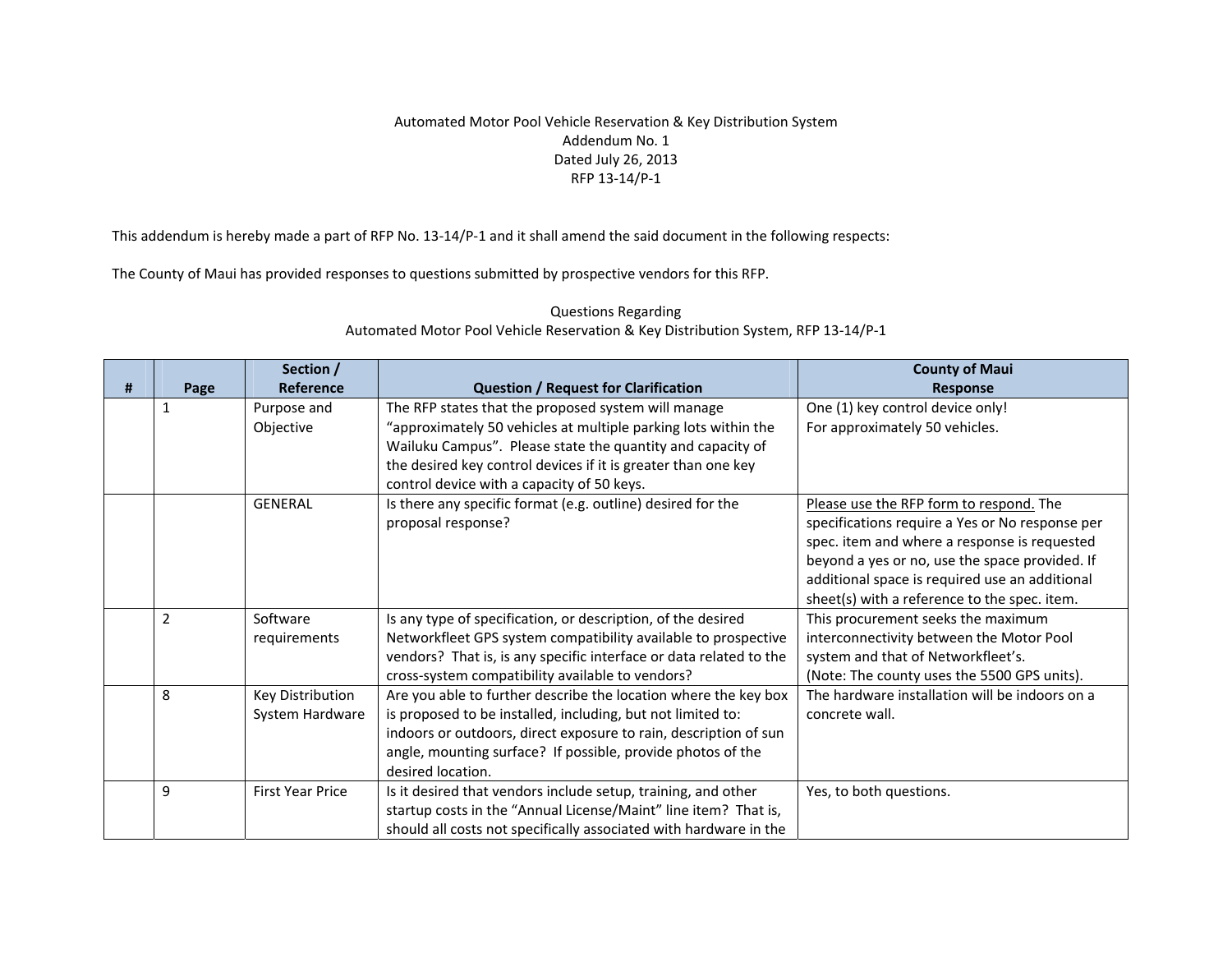Automated Motor Pool Vehicle Reservation & Key Distribution System
Addendum No. 1
Dated July 26, 2013
RFP 13-14/P-1

This addendum is hereby made a part of RFP No. 13-14/P-1 and it shall amend the said document in the following respects:

The County of Maui has provided responses to questions submitted by prospective vendors for this RFP.

Questions Regarding
Automated Motor Pool Vehicle Reservation & Key Distribution System, RFP 13-14/P-1

| # | Page | Section / Reference | Question / Request for Clarification | County of Maui Response |
|---|---|---|---|---|
| | 1 | Purpose and Objective | The RFP states that the proposed system will manage "approximately 50 vehicles at multiple parking lots within the Wailuku Campus". Please state the quantity and capacity of the desired key control devices if it is greater than one key control device with a capacity of 50 keys. | One (1) key control device only! For approximately 50 vehicles. |
| | | GENERAL | Is there any specific format (e.g. outline) desired for the proposal response? | Please use the RFP form to respond. The specifications require a Yes or No response per spec. item and where a response is requested beyond a yes or no, use the space provided. If additional space is required use an additional sheet(s) with a reference to the spec. item. |
| | 2 | Software requirements | Is any type of specification, or description, of the desired Networkfleet GPS system compatibility available to prospective vendors? That is, is any specific interface or data related to the cross-system compatibility available to vendors? | This procurement seeks the maximum interconnectivity between the Motor Pool system and that of Networkfleet's. (Note: The county uses the 5500 GPS units). |
| | 8 | Key Distribution System Hardware | Are you able to further describe the location where the key box is proposed to be installed, including, but not limited to: indoors or outdoors, direct exposure to rain, description of sun angle, mounting surface? If possible, provide photos of the desired location. | The hardware installation will be indoors on a concrete wall. |
| | 9 | First Year Price | Is it desired that vendors include setup, training, and other startup costs in the "Annual License/Maint" line item? That is, should all costs not specifically associated with hardware in the | Yes, to both questions. |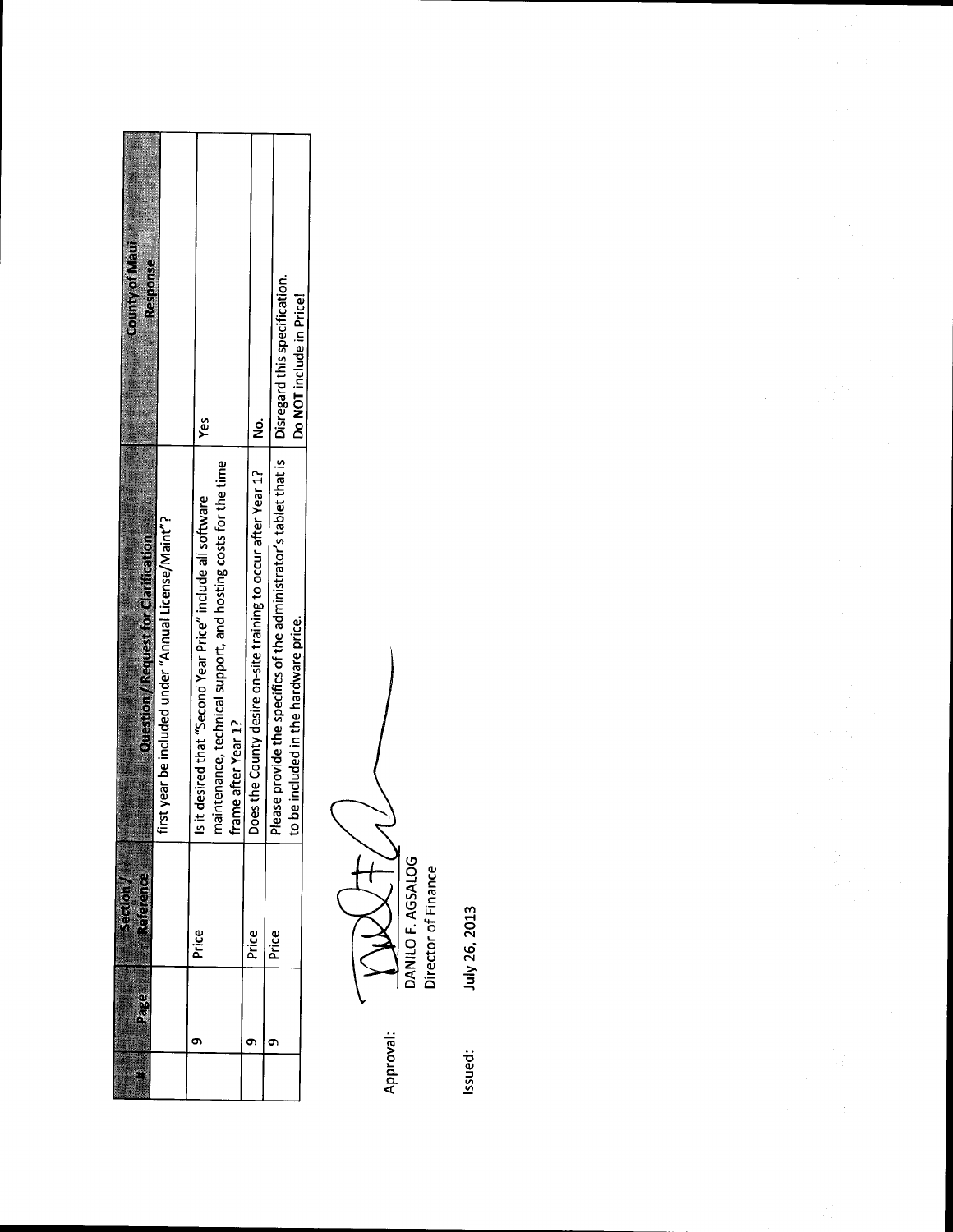| # | Page | Section / Reference | Question / Request for Clarification | County of Maui Response |
|---|---|---|---|---|
| | | | first year be included under "Annual License/Maint"? | |
| | 9 | Price | Is it desired that "Second Year Price" include all software maintenance, technical support, and hosting costs for the time frame after Year 1? | Yes |
| | 9 | Price | Does the County desire on-site training to occur after Year 1? | No. |
| | 9 | Price | Please provide the specifics of the administrator's tablet that is to be included in the hardware price. | Disregard this specification. Do **NOT** include in Price! |

Approval:

DANILO F. AGSALOG
Director of Finance

Issued: July 26, 2013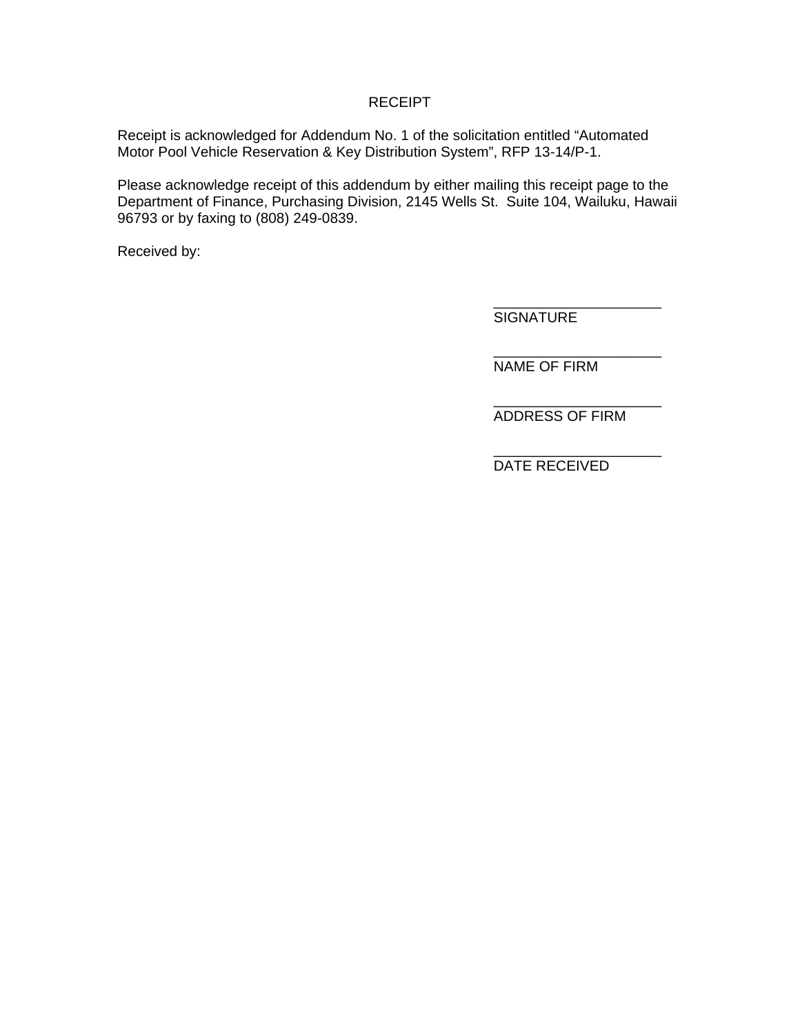# RECEIPT

Receipt is acknowledged for Addendum No. 1 of the solicitation entitled “Automated Motor Pool Vehicle Reservation & Key Distribution System”, RFP 13-14/P-1.

Please acknowledge receipt of this addendum by either mailing this receipt page to the Department of Finance, Purchasing Division, 2145 Wells St. Suite 104, Wailuku, Hawaii 96793 or by faxing to (808) 249-0839.

Received by:

____________________
SIGNATURE

____________________
NAME OF FIRM

____________________
ADDRESS OF FIRM

____________________
DATE RECEIVED